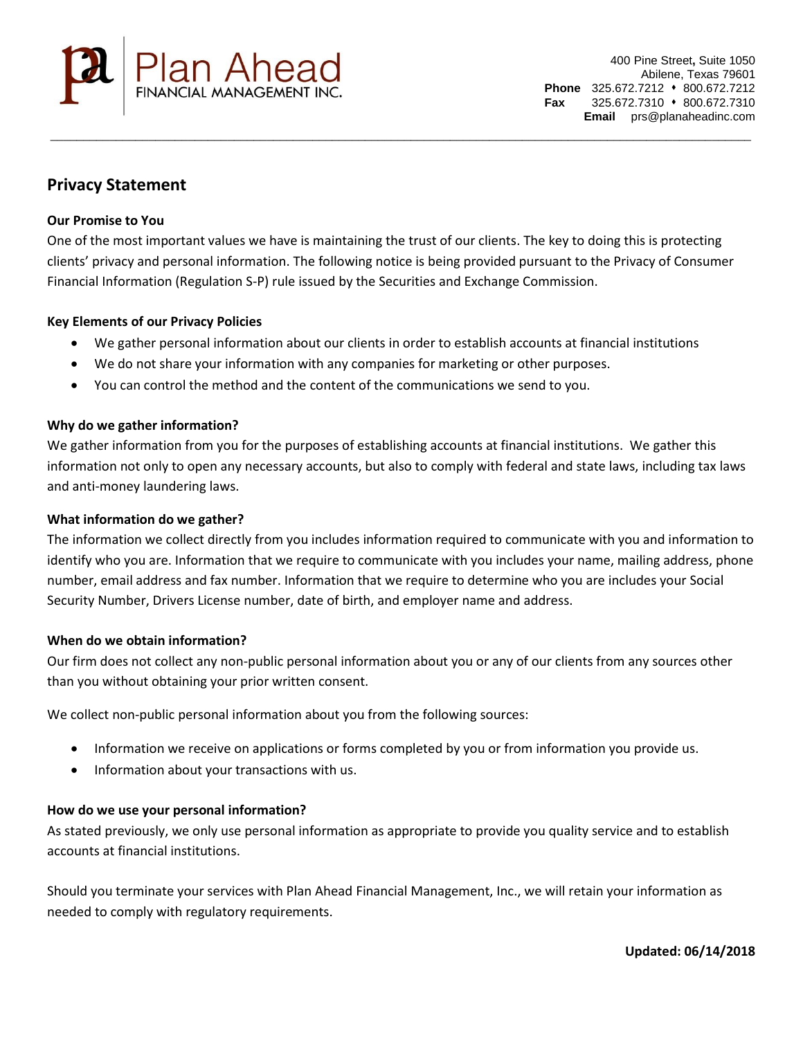Plan Ahead
FINANCIAL MANAGEMENT INC.

400 Pine Street, Suite 1050
Abilene, Texas 79601
**Phone** 325.672.7212 ♦ 800.672.7212
**Fax** 325.672.7310 ♦ 800.672.7310
**Email** prs@planaheadinc.com

---

## Privacy Statement

### Our Promise to You

One of the most important values we have is maintaining the trust of our clients. The key to doing this is protecting clients' privacy and personal information. The following notice is being provided pursuant to the Privacy of Consumer Financial Information (Regulation S-P) rule issued by the Securities and Exchange Commission.

### Key Elements of our Privacy Policies

- We gather personal information about our clients in order to establish accounts at financial institutions
- We do not share your information with any companies for marketing or other purposes.
- You can control the method and the content of the communications we send to you.

### Why do we gather information?

We gather information from you for the purposes of establishing accounts at financial institutions. We gather this information not only to open any necessary accounts, but also to comply with federal and state laws, including tax laws and anti-money laundering laws.

### What information do we gather?

The information we collect directly from you includes information required to communicate with you and information to identify who you are. Information that we require to communicate with you includes your name, mailing address, phone number, email address and fax number. Information that we require to determine who you are includes your Social Security Number, Drivers License number, date of birth, and employer name and address.

### When do we obtain information?

Our firm does not collect any non-public personal information about you or any of our clients from any sources other than you without obtaining your prior written consent.

We collect non-public personal information about you from the following sources:

- Information we receive on applications or forms completed by you or from information you provide us.
- Information about your transactions with us.

### How do we use your personal information?

As stated previously, we only use personal information as appropriate to provide you quality service and to establish accounts at financial institutions.

Should you terminate your services with Plan Ahead Financial Management, Inc., we will retain your information as needed to comply with regulatory requirements.

**Updated: 06/14/2018**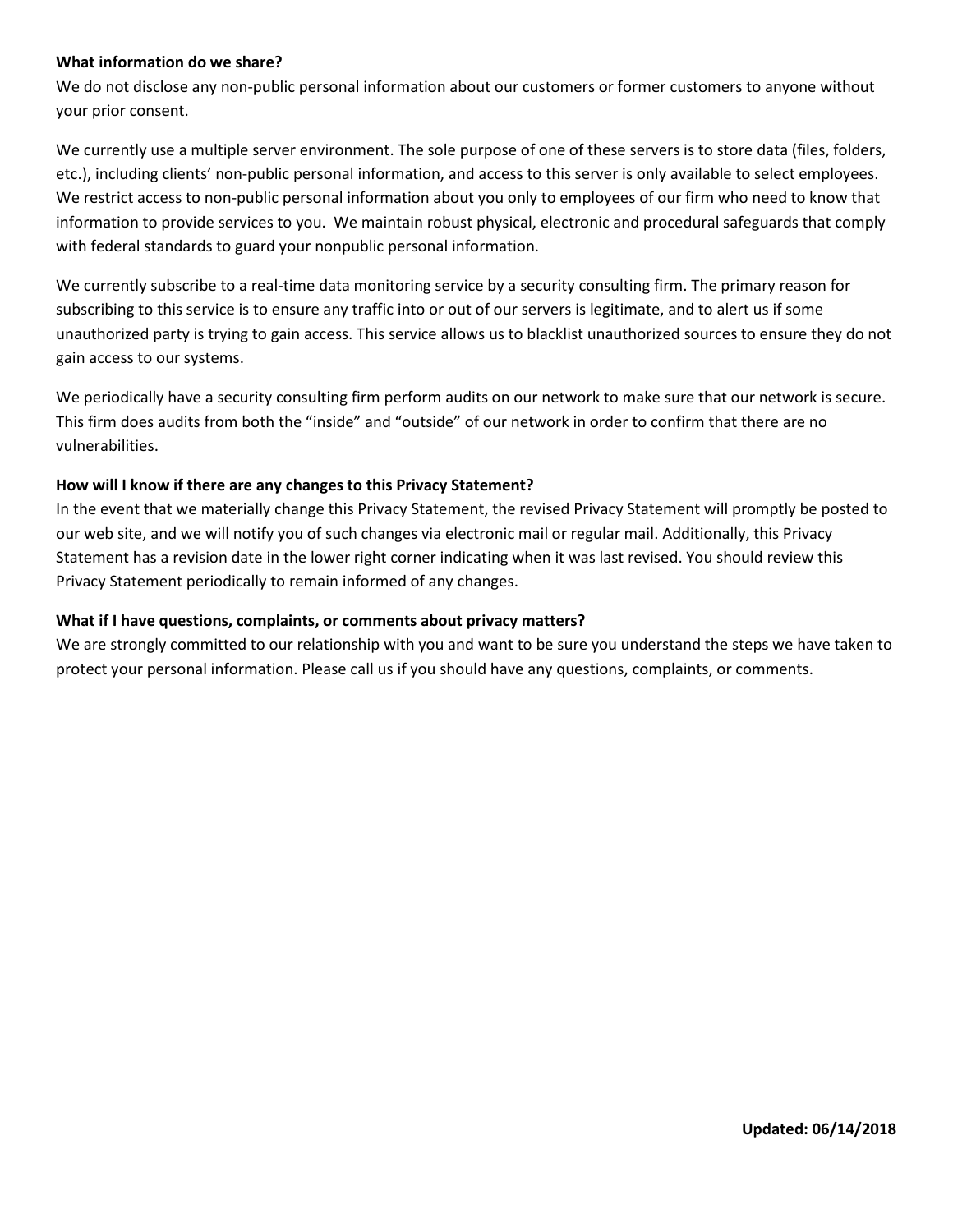**What information do we share?**
We do not disclose any non-public personal information about our customers or former customers to anyone without your prior consent.

We currently use a multiple server environment. The sole purpose of one of these servers is to store data (files, folders, etc.), including clients' non-public personal information, and access to this server is only available to select employees. We restrict access to non-public personal information about you only to employees of our firm who need to know that information to provide services to you. We maintain robust physical, electronic and procedural safeguards that comply with federal standards to guard your nonpublic personal information.

We currently subscribe to a real-time data monitoring service by a security consulting firm. The primary reason for subscribing to this service is to ensure any traffic into or out of our servers is legitimate, and to alert us if some unauthorized party is trying to gain access. This service allows us to blacklist unauthorized sources to ensure they do not gain access to our systems.

We periodically have a security consulting firm perform audits on our network to make sure that our network is secure. This firm does audits from both the "inside" and "outside" of our network in order to confirm that there are no vulnerabilities.

**How will I know if there are any changes to this Privacy Statement?**
In the event that we materially change this Privacy Statement, the revised Privacy Statement will promptly be posted to our web site, and we will notify you of such changes via electronic mail or regular mail. Additionally, this Privacy Statement has a revision date in the lower right corner indicating when it was last revised. You should review this Privacy Statement periodically to remain informed of any changes.

**What if I have questions, complaints, or comments about privacy matters?**
We are strongly committed to our relationship with you and want to be sure you understand the steps we have taken to protect your personal information. Please call us if you should have any questions, complaints, or comments.

**Updated: 06/14/2018**